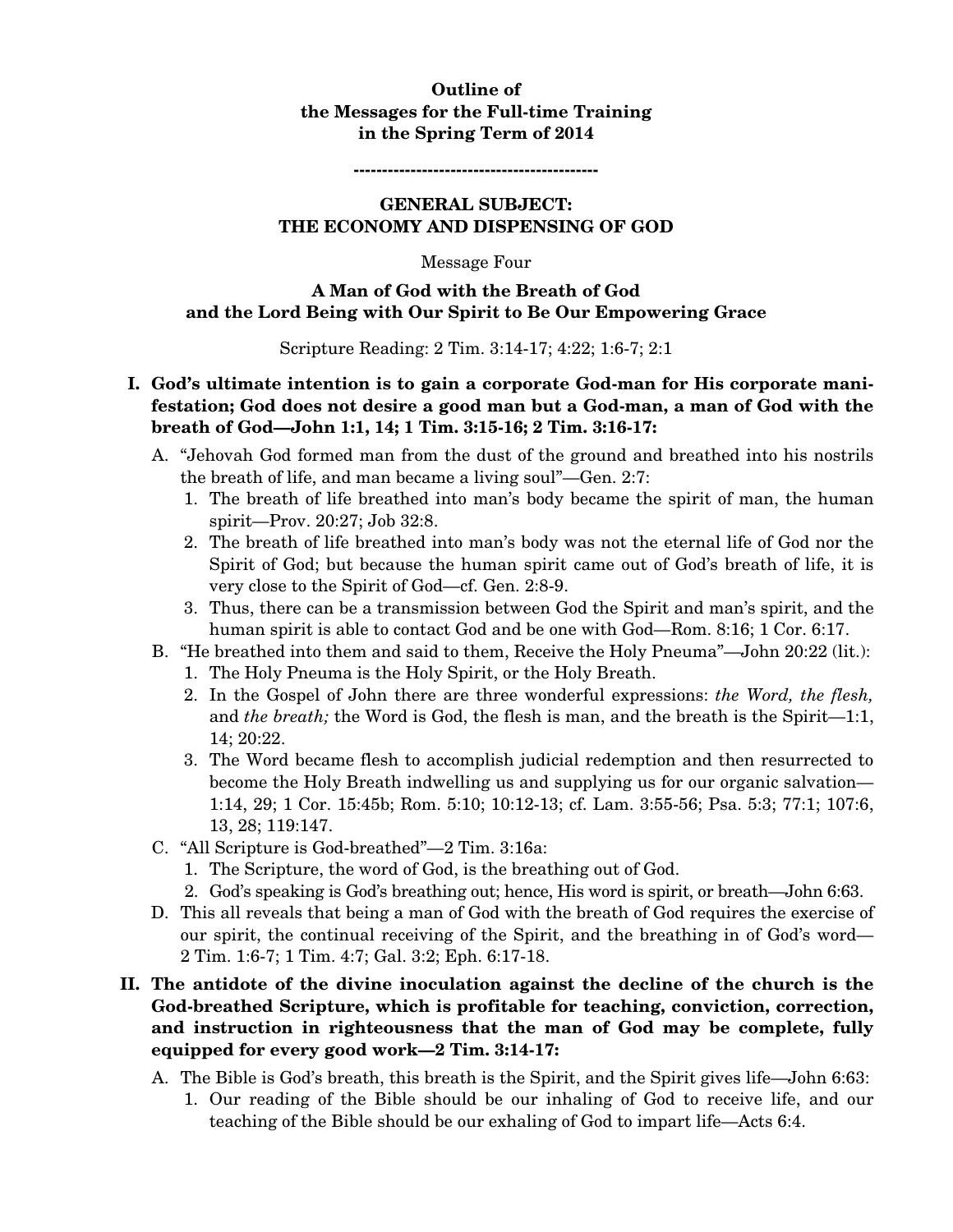**Outline of**
**the Messages for the Full-time Training**
**in the Spring Term of 2014**

-------------------------------------------

**GENERAL SUBJECT:**
**THE ECONOMY AND DISPENSING OF GOD**

Message Four

## A Man of God with the Breath of God and the Lord Being with Our Spirit to Be Our Empowering Grace

Scripture Reading: 2 Tim. 3:14-17; 4:22; 1:6-7; 2:1

**I. God's ultimate intention is to gain a corporate God-man for His corporate manifestation; God does not desire a good man but a God-man, a man of God with the breath of God—John 1:1, 14; 1 Tim. 3:15-16; 2 Tim. 3:16-17:**

A. "Jehovah God formed man from the dust of the ground and breathed into his nostrils the breath of life, and man became a living soul"—Gen. 2:7:

1. The breath of life breathed into man's body became the spirit of man, the human spirit—Prov. 20:27; Job 32:8.
2. The breath of life breathed into man's body was not the eternal life of God nor the Spirit of God; but because the human spirit came out of God's breath of life, it is very close to the Spirit of God—cf. Gen. 2:8-9.
3. Thus, there can be a transmission between God the Spirit and man's spirit, and the human spirit is able to contact God and be one with God—Rom. 8:16; 1 Cor. 6:17.

B. "He breathed into them and said to them, Receive the Holy Pneuma"—John 20:22 (lit.):

1. The Holy Pneuma is the Holy Spirit, or the Holy Breath.
2. In the Gospel of John there are three wonderful expressions: *the Word, the flesh,* and *the breath;* the Word is God, the flesh is man, and the breath is the Spirit—1:1, 14; 20:22.
3. The Word became flesh to accomplish judicial redemption and then resurrected to become the Holy Breath indwelling us and supplying us for our organic salvation—1:14, 29; 1 Cor. 15:45b; Rom. 5:10; 10:12-13; cf. Lam. 3:55-56; Psa. 5:3; 77:1; 107:6, 13, 28; 119:147.

C. "All Scripture is God-breathed"—2 Tim. 3:16a:

1. The Scripture, the word of God, is the breathing out of God.
2. God's speaking is God's breathing out; hence, His word is spirit, or breath—John 6:63.

D. This all reveals that being a man of God with the breath of God requires the exercise of our spirit, the continual receiving of the Spirit, and the breathing in of God's word—2 Tim. 1:6-7; 1 Tim. 4:7; Gal. 3:2; Eph. 6:17-18.

**II. The antidote of the divine inoculation against the decline of the church is the God-breathed Scripture, which is profitable for teaching, conviction, correction, and instruction in righteousness that the man of God may be complete, fully equipped for every good work—2 Tim. 3:14-17:**

A. The Bible is God's breath, this breath is the Spirit, and the Spirit gives life—John 6:63:

1. Our reading of the Bible should be our inhaling of God to receive life, and our teaching of the Bible should be our exhaling of God to impart life—Acts 6:4.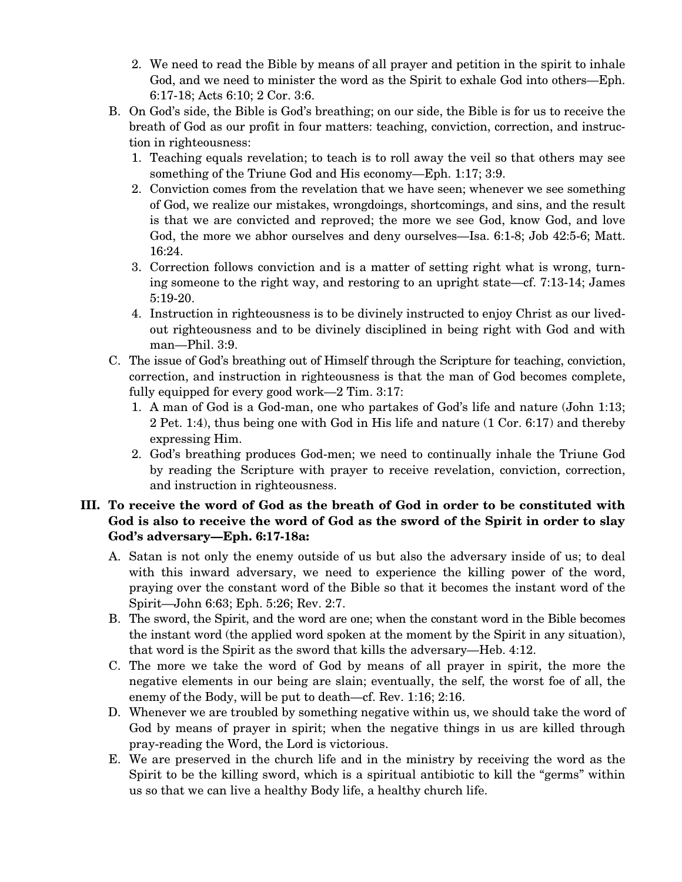2. We need to read the Bible by means of all prayer and petition in the spirit to inhale God, and we need to minister the word as the Spirit to exhale God into others—Eph. 6:17-18; Acts 6:10; 2 Cor. 3:6.

B. On God's side, the Bible is God's breathing; on our side, the Bible is for us to receive the breath of God as our profit in four matters: teaching, conviction, correction, and instruction in righteousness:

1. Teaching equals revelation; to teach is to roll away the veil so that others may see something of the Triune God and His economy—Eph. 1:17; 3:9.
2. Conviction comes from the revelation that we have seen; whenever we see something of God, we realize our mistakes, wrongdoings, shortcomings, and sins, and the result is that we are convicted and reproved; the more we see God, know God, and love God, the more we abhor ourselves and deny ourselves—Isa. 6:1-8; Job 42:5-6; Matt. 16:24.
3. Correction follows conviction and is a matter of setting right what is wrong, turning someone to the right way, and restoring to an upright state—cf. 7:13-14; James 5:19-20.
4. Instruction in righteousness is to be divinely instructed to enjoy Christ as our lived-out righteousness and to be divinely disciplined in being right with God and with man—Phil. 3:9.

C. The issue of God's breathing out of Himself through the Scripture for teaching, conviction, correction, and instruction in righteousness is that the man of God becomes complete, fully equipped for every good work—2 Tim. 3:17:

1. A man of God is a God-man, one who partakes of God's life and nature (John 1:13; 2 Pet. 1:4), thus being one with God in His life and nature (1 Cor. 6:17) and thereby expressing Him.
2. God's breathing produces God-men; we need to continually inhale the Triune God by reading the Scripture with prayer to receive revelation, conviction, correction, and instruction in righteousness.

**III. To receive the word of God as the breath of God in order to be constituted with God is also to receive the word of God as the sword of the Spirit in order to slay God's adversary—Eph. 6:17-18a:**

A. Satan is not only the enemy outside of us but also the adversary inside of us; to deal with this inward adversary, we need to experience the killing power of the word, praying over the constant word of the Bible so that it becomes the instant word of the Spirit—John 6:63; Eph. 5:26; Rev. 2:7.

B. The sword, the Spirit, and the word are one; when the constant word in the Bible becomes the instant word (the applied word spoken at the moment by the Spirit in any situation), that word is the Spirit as the sword that kills the adversary—Heb. 4:12.

C. The more we take the word of God by means of all prayer in spirit, the more the negative elements in our being are slain; eventually, the self, the worst foe of all, the enemy of the Body, will be put to death—cf. Rev. 1:16; 2:16.

D. Whenever we are troubled by something negative within us, we should take the word of God by means of prayer in spirit; when the negative things in us are killed through pray-reading the Word, the Lord is victorious.

E. We are preserved in the church life and in the ministry by receiving the word as the Spirit to be the killing sword, which is a spiritual antibiotic to kill the "germs" within us so that we can live a healthy Body life, a healthy church life.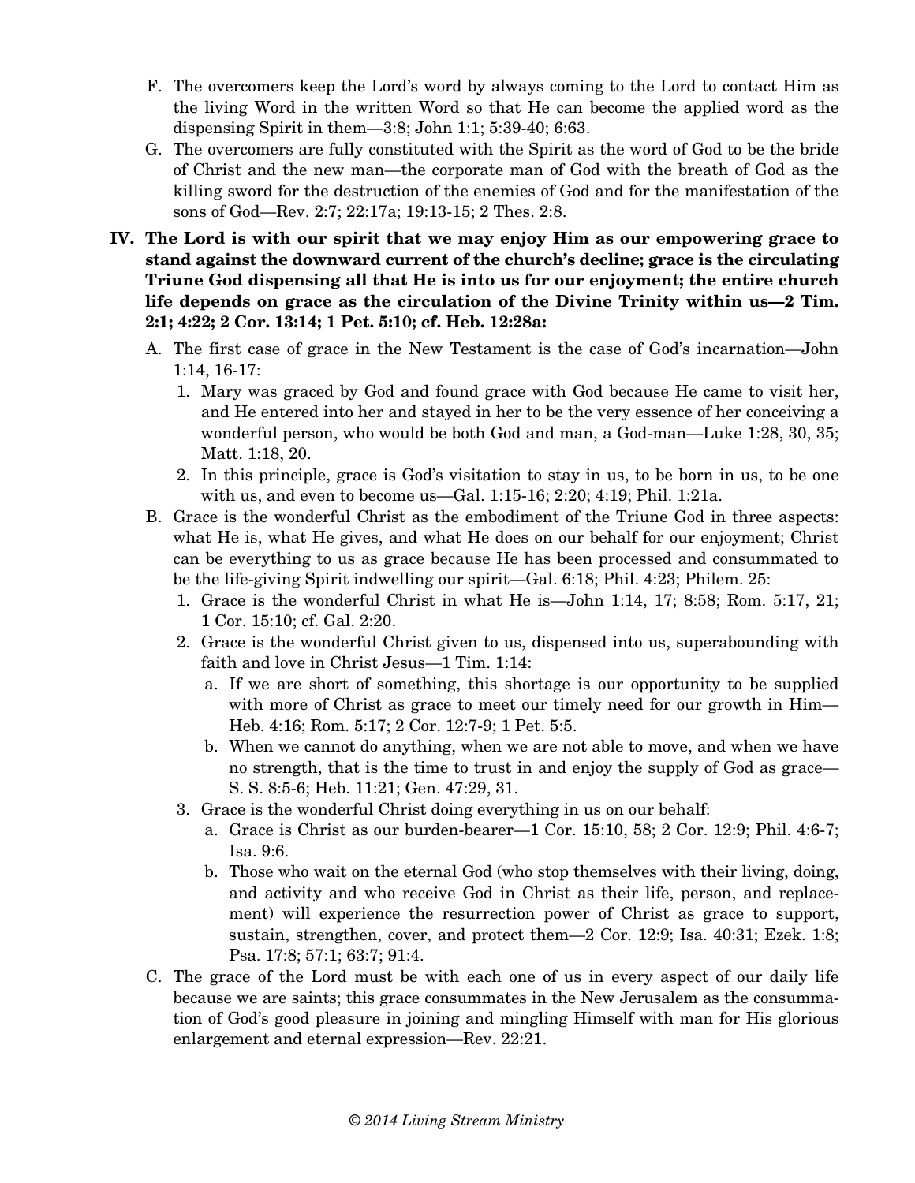F. The overcomers keep the Lord's word by always coming to the Lord to contact Him as the living Word in the written Word so that He can become the applied word as the dispensing Spirit in them—3:8; John 1:1; 5:39-40; 6:63.

G. The overcomers are fully constituted with the Spirit as the word of God to be the bride of Christ and the new man—the corporate man of God with the breath of God as the killing sword for the destruction of the enemies of God and for the manifestation of the sons of God—Rev. 2:7; 22:17a; 19:13-15; 2 Thes. 2:8.

**IV. The Lord is with our spirit that we may enjoy Him as our empowering grace to stand against the downward current of the church's decline; grace is the circulating Triune God dispensing all that He is into us for our enjoyment; the entire church life depends on grace as the circulation of the Divine Trinity within us—2 Tim. 2:1; 4:22; 2 Cor. 13:14; 1 Pet. 5:10; cf. Heb. 12:28a:**

A. The first case of grace in the New Testament is the case of God's incarnation—John 1:14, 16-17:

1. Mary was graced by God and found grace with God because He came to visit her, and He entered into her and stayed in her to be the very essence of her conceiving a wonderful person, who would be both God and man, a God-man—Luke 1:28, 30, 35; Matt. 1:18, 20.
2. In this principle, grace is God's visitation to stay in us, to be born in us, to be one with us, and even to become us—Gal. 1:15-16; 2:20; 4:19; Phil. 1:21a.

B. Grace is the wonderful Christ as the embodiment of the Triune God in three aspects: what He is, what He gives, and what He does on our behalf for our enjoyment; Christ can be everything to us as grace because He has been processed and consummated to be the life-giving Spirit indwelling our spirit—Gal. 6:18; Phil. 4:23; Philem. 25:

1. Grace is the wonderful Christ in what He is—John 1:14, 17; 8:58; Rom. 5:17, 21; 1 Cor. 15:10; cf. Gal. 2:20.
2. Grace is the wonderful Christ given to us, dispensed into us, superabounding with faith and love in Christ Jesus—1 Tim. 1:14:
   a. If we are short of something, this shortage is our opportunity to be supplied with more of Christ as grace to meet our timely need for our growth in Him—Heb. 4:16; Rom. 5:17; 2 Cor. 12:7-9; 1 Pet. 5:5.
   b. When we cannot do anything, when we are not able to move, and when we have no strength, that is the time to trust in and enjoy the supply of God as grace—S. S. 8:5-6; Heb. 11:21; Gen. 47:29, 31.
3. Grace is the wonderful Christ doing everything in us on our behalf:
   a. Grace is Christ as our burden-bearer—1 Cor. 15:10, 58; 2 Cor. 12:9; Phil. 4:6-7; Isa. 9:6.
   b. Those who wait on the eternal God (who stop themselves with their living, doing, and activity and who receive God in Christ as their life, person, and replacement) will experience the resurrection power of Christ as grace to support, sustain, strengthen, cover, and protect them—2 Cor. 12:9; Isa. 40:31; Ezek. 1:8; Psa. 17:8; 57:1; 63:7; 91:4.

C. The grace of the Lord must be with each one of us in every aspect of our daily life because we are saints; this grace consummates in the New Jerusalem as the consummation of God's good pleasure in joining and mingling Himself with man for His glorious enlargement and eternal expression—Rev. 22:21.

*© 2014 Living Stream Ministry*